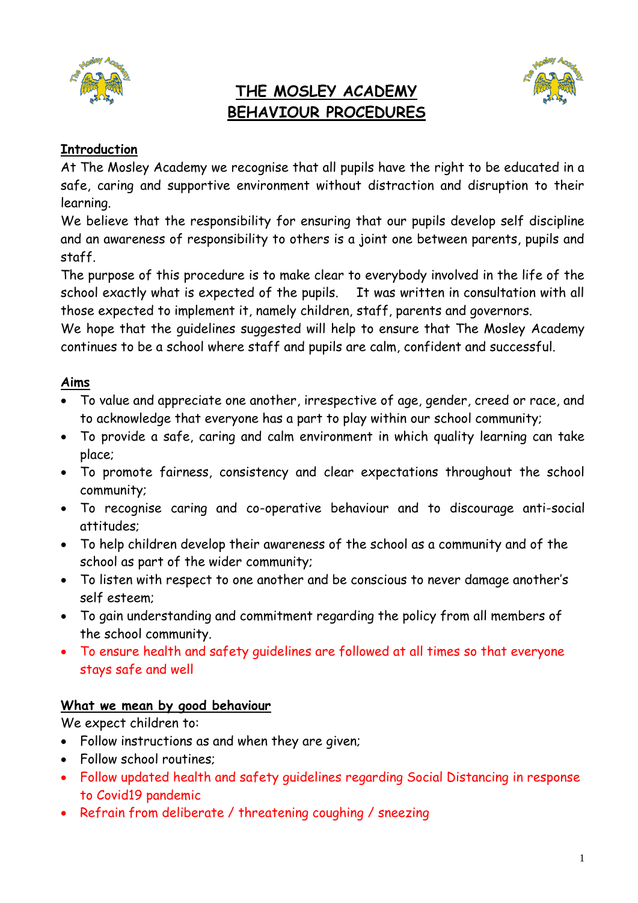# THE MOSLEY ACADEMY
# BEHAVIOUR PROCEDURES

## Introduction

At The Mosley Academy we recognise that all pupils have the right to be educated in a safe, caring and supportive environment without distraction and disruption to their learning.

We believe that the responsibility for ensuring that our pupils develop self discipline and an awareness of responsibility to others is a joint one between parents, pupils and staff.

The purpose of this procedure is to make clear to everybody involved in the life of the school exactly what is expected of the pupils. It was written in consultation with all those expected to implement it, namely children, staff, parents and governors.

We hope that the guidelines suggested will help to ensure that The Mosley Academy continues to be a school where staff and pupils are calm, confident and successful.

## Aims

- To value and appreciate one another, irrespective of age, gender, creed or race, and to acknowledge that everyone has a part to play within our school community;
- To provide a safe, caring and calm environment in which quality learning can take place;
- To promote fairness, consistency and clear expectations throughout the school community;
- To recognise caring and co-operative behaviour and to discourage anti-social attitudes;
- To help children develop their awareness of the school as a community and of the school as part of the wider community;
- To listen with respect to one another and be conscious to never damage another's self esteem;
- To gain understanding and commitment regarding the policy from all members of the school community.
- To ensure health and safety guidelines are followed at all times so that everyone stays safe and well

## What we mean by good behaviour

We expect children to:

- Follow instructions as and when they are given;
- Follow school routines;
- Follow updated health and safety guidelines regarding Social Distancing in response to Covid19 pandemic
- Refrain from deliberate / threatening coughing / sneezing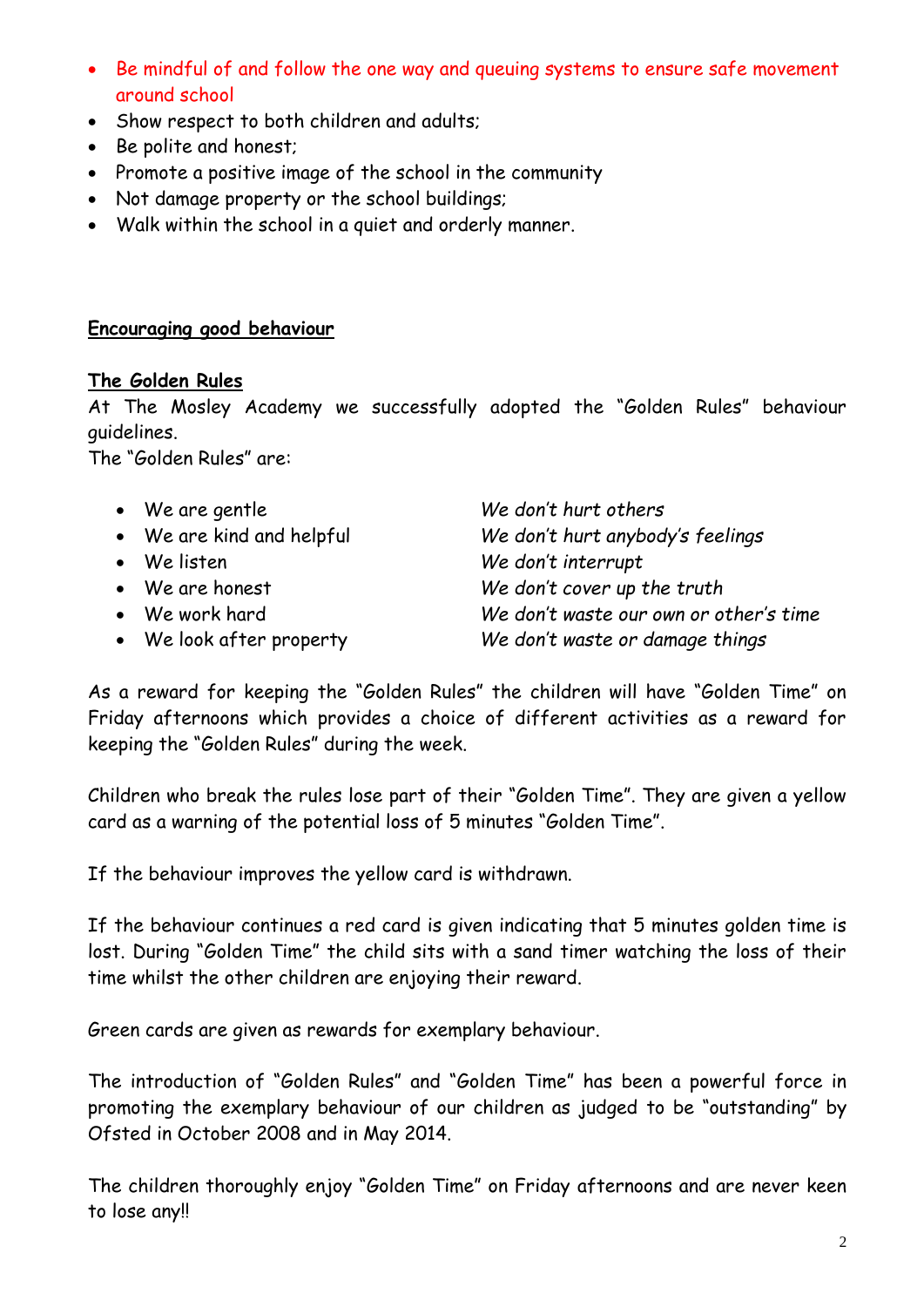- Be mindful of and follow the one way and queuing systems to ensure safe movement around school
- Show respect to both children and adults;
- Be polite and honest;
- Promote a positive image of the school in the community
- Not damage property or the school buildings;
- Walk within the school in a quiet and orderly manner.

## Encouraging good behaviour

### The Golden Rules

At The Mosley Academy we successfully adopted the "Golden Rules" behaviour guidelines.
The "Golden Rules" are:

| | |
|---|---|
| • We are gentle | *We don't hurt others* |
| • We are kind and helpful | *We don't hurt anybody's feelings* |
| • We listen | *We don't interrupt* |
| • We are honest | *We don't cover up the truth* |
| • We work hard | *We don't waste our own or other's time* |
| • We look after property | *We don't waste or damage things* |

As a reward for keeping the "Golden Rules" the children will have "Golden Time" on Friday afternoons which provides a choice of different activities as a reward for keeping the "Golden Rules" during the week.

Children who break the rules lose part of their "Golden Time". They are given a yellow card as a warning of the potential loss of 5 minutes "Golden Time".

If the behaviour improves the yellow card is withdrawn.

If the behaviour continues a red card is given indicating that 5 minutes golden time is lost. During "Golden Time" the child sits with a sand timer watching the loss of their time whilst the other children are enjoying their reward.

Green cards are given as rewards for exemplary behaviour.

The introduction of "Golden Rules" and "Golden Time" has been a powerful force in promoting the exemplary behaviour of our children as judged to be "outstanding" by Ofsted in October 2008 and in May 2014.

The children thoroughly enjoy "Golden Time" on Friday afternoons and are never keen to lose any!!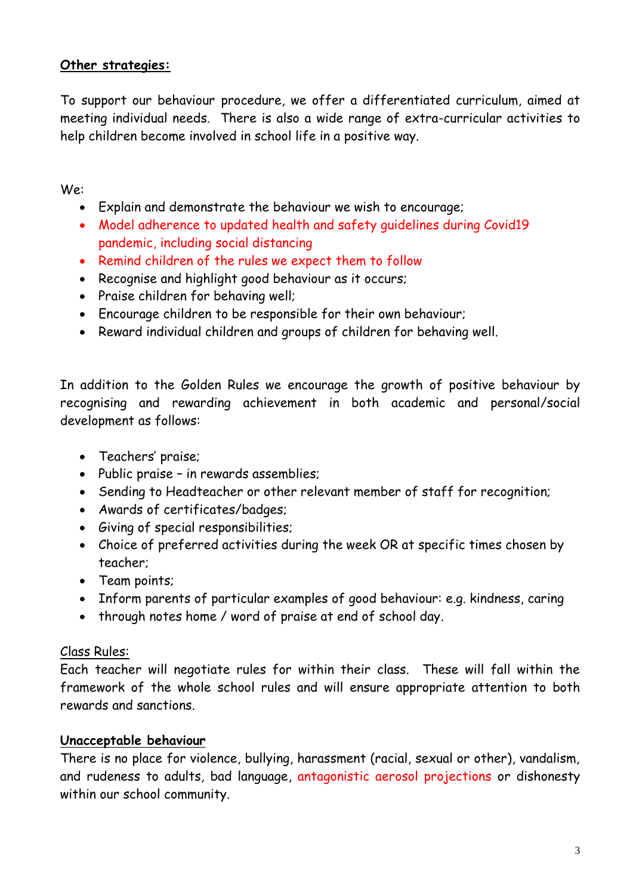**Other strategies:**

To support our behaviour procedure, we offer a differentiated curriculum, aimed at meeting individual needs. There is also a wide range of extra-curricular activities to help children become involved in school life in a positive way.

We:

- Explain and demonstrate the behaviour we wish to encourage;
- Model adherence to updated health and safety guidelines during Covid19 pandemic, including social distancing
- Remind children of the rules we expect them to follow
- Recognise and highlight good behaviour as it occurs;
- Praise children for behaving well;
- Encourage children to be responsible for their own behaviour;
- Reward individual children and groups of children for behaving well.

In addition to the Golden Rules we encourage the growth of positive behaviour by recognising and rewarding achievement in both academic and personal/social development as follows:

- Teachers' praise;
- Public praise – in rewards assemblies;
- Sending to Headteacher or other relevant member of staff for recognition;
- Awards of certificates/badges;
- Giving of special responsibilities;
- Choice of preferred activities during the week OR at specific times chosen by teacher;
- Team points;
- Inform parents of particular examples of good behaviour: e.g. kindness, caring
- through notes home / word of praise at end of school day.

Class Rules:

Each teacher will negotiate rules for within their class. These will fall within the framework of the whole school rules and will ensure appropriate attention to both rewards and sanctions.

**Unacceptable behaviour**

There is no place for violence, bullying, harassment (racial, sexual or other), vandalism, and rudeness to adults, bad language, antagonistic aerosol projections or dishonesty within our school community.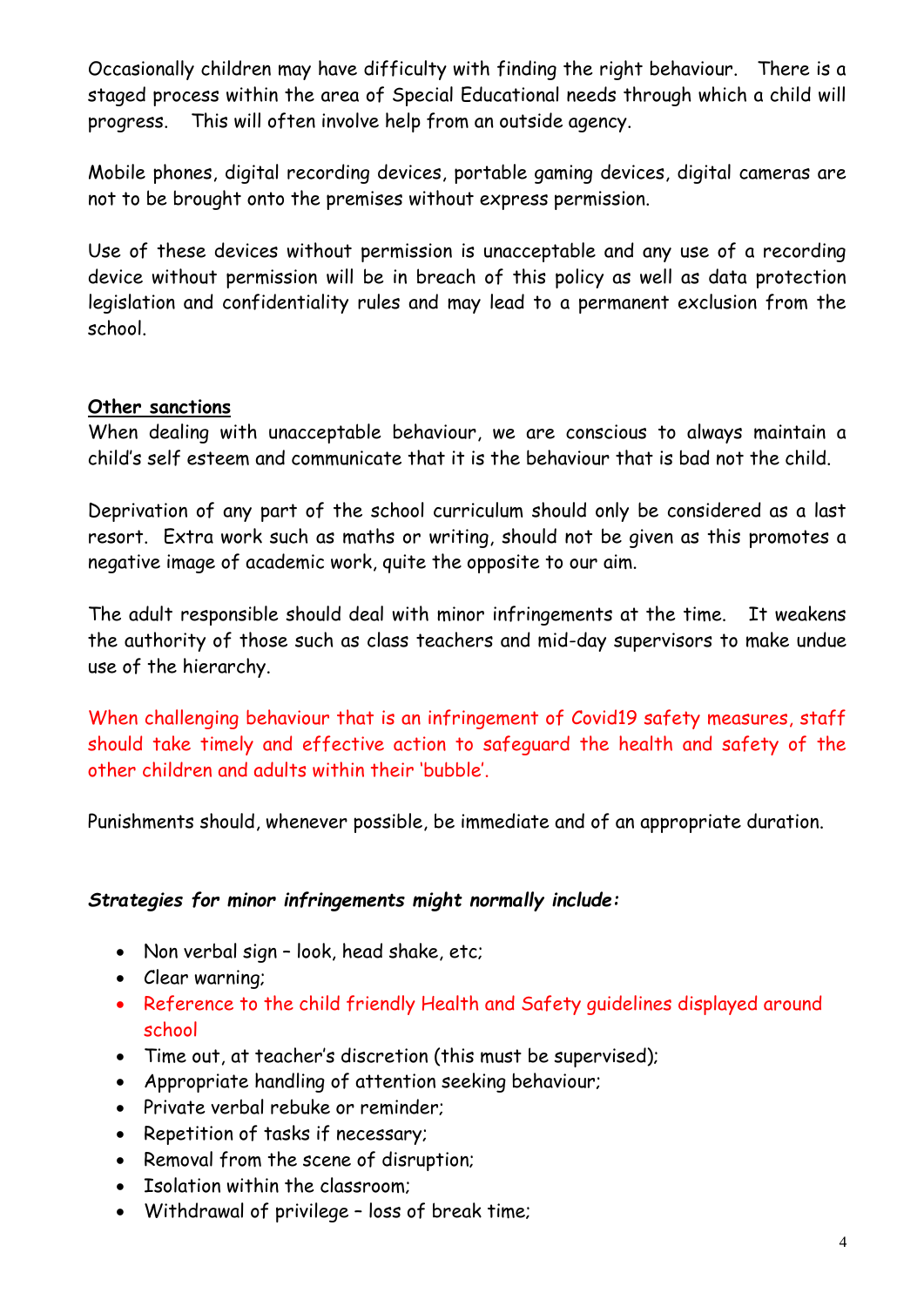Occasionally children may have difficulty with finding the right behaviour. There is a staged process within the area of Special Educational needs through which a child will progress. This will often involve help from an outside agency.

Mobile phones, digital recording devices, portable gaming devices, digital cameras are not to be brought onto the premises without express permission.

Use of these devices without permission is unacceptable and any use of a recording device without permission will be in breach of this policy as well as data protection legislation and confidentiality rules and may lead to a permanent exclusion from the school.

**Other sanctions**

When dealing with unacceptable behaviour, we are conscious to always maintain a child's self esteem and communicate that it is the behaviour that is bad not the child.

Deprivation of any part of the school curriculum should only be considered as a last resort. Extra work such as maths or writing, should not be given as this promotes a negative image of academic work, quite the opposite to our aim.

The adult responsible should deal with minor infringements at the time. It weakens the authority of those such as class teachers and mid-day supervisors to make undue use of the hierarchy.

When challenging behaviour that is an infringement of Covid19 safety measures, staff should take timely and effective action to safeguard the health and safety of the other children and adults within their 'bubble'.

Punishments should, whenever possible, be immediate and of an appropriate duration.

***Strategies for minor infringements might normally include:***

- Non verbal sign – look, head shake, etc;
- Clear warning;
- Reference to the child friendly Health and Safety guidelines displayed around school
- Time out, at teacher's discretion (this must be supervised);
- Appropriate handling of attention seeking behaviour;
- Private verbal rebuke or reminder;
- Repetition of tasks if necessary;
- Removal from the scene of disruption;
- Isolation within the classroom;
- Withdrawal of privilege – loss of break time;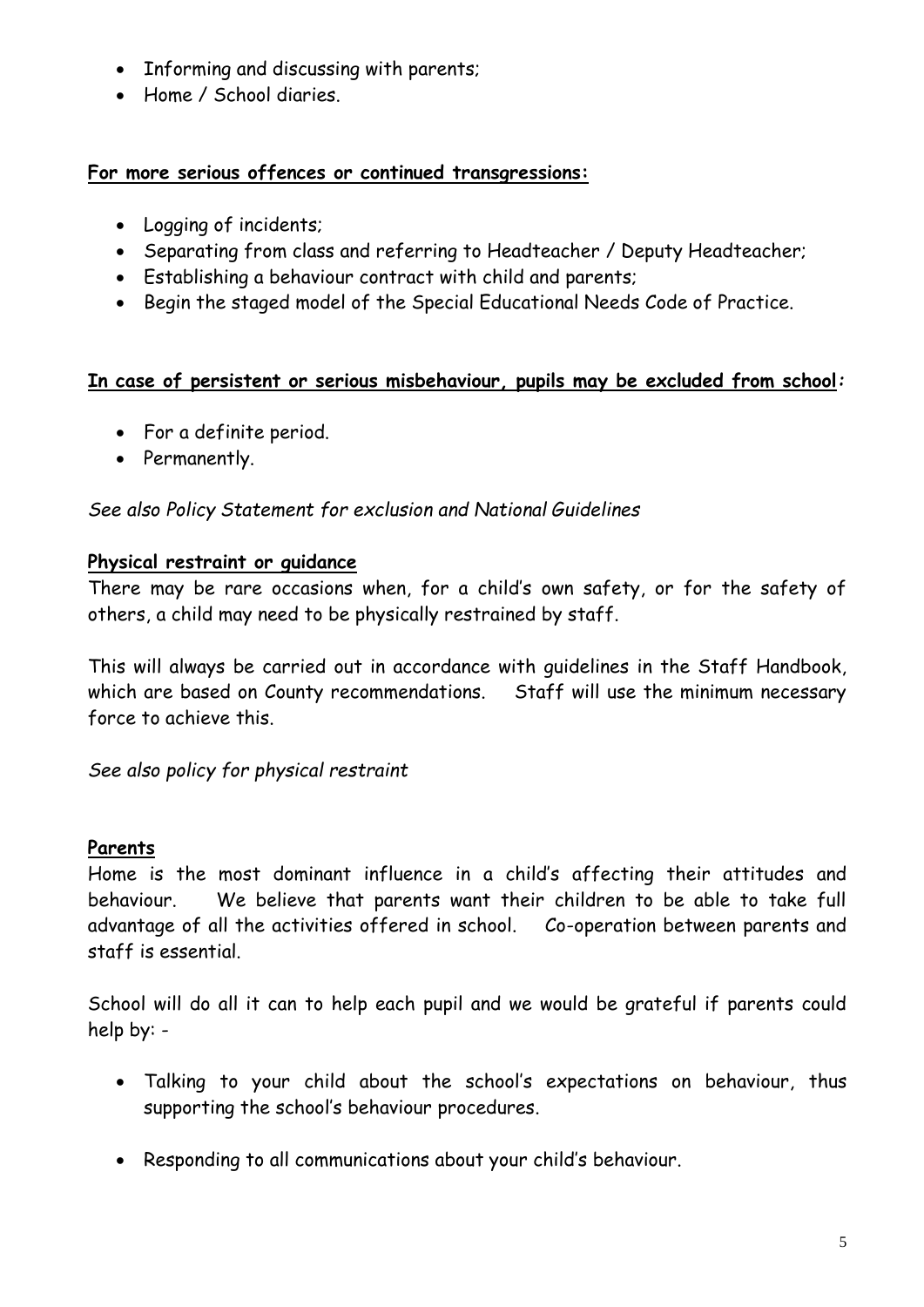- Informing and discussing with parents;
- Home / School diaries.

**For more serious offences or continued transgressions:**

- Logging of incidents;
- Separating from class and referring to Headteacher / Deputy Headteacher;
- Establishing a behaviour contract with child and parents;
- Begin the staged model of the Special Educational Needs Code of Practice.

**In case of persistent or serious misbehaviour, pupils may be excluded from school*:***

- For a definite period.
- Permanently.

*See also Policy Statement for exclusion and National Guidelines*

**Physical restraint or guidance**

There may be rare occasions when, for a child's own safety, or for the safety of others, a child may need to be physically restrained by staff.

This will always be carried out in accordance with guidelines in the Staff Handbook, which are based on County recommendations. Staff will use the minimum necessary force to achieve this.

*See also policy for physical restraint*

**Parents**

Home is the most dominant influence in a child's affecting their attitudes and behaviour. We believe that parents want their children to be able to take full advantage of all the activities offered in school. Co-operation between parents and staff is essential.

School will do all it can to help each pupil and we would be grateful if parents could help by: -

- Talking to your child about the school's expectations on behaviour, thus supporting the school's behaviour procedures.
- Responding to all communications about your child's behaviour.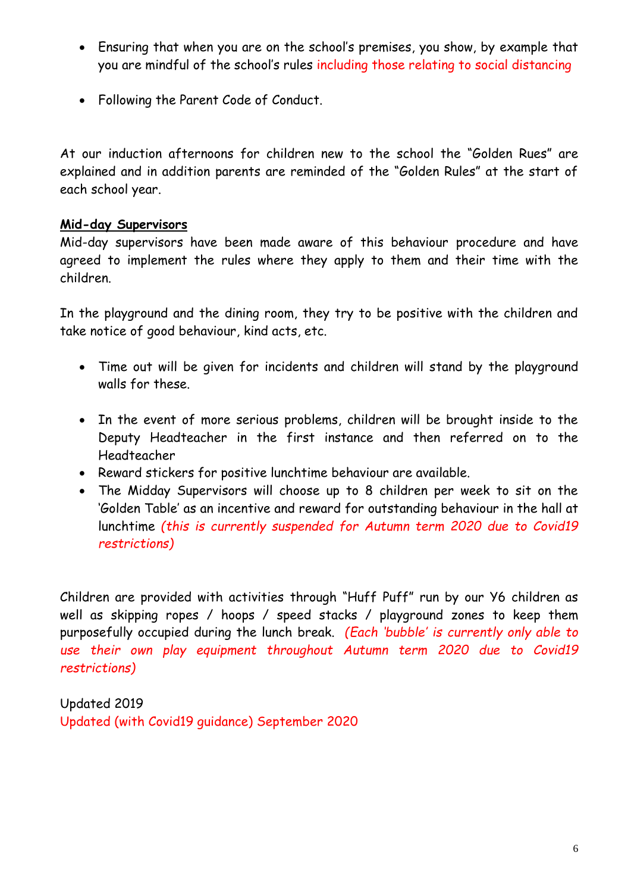- Ensuring that when you are on the school's premises, you show, by example that you are mindful of the school's rules including those relating to social distancing

- Following the Parent Code of Conduct.

At our induction afternoons for children new to the school the "Golden Rues" are explained and in addition parents are reminded of the "Golden Rules" at the start of each school year.

**Mid-day Supervisors**

Mid-day supervisors have been made aware of this behaviour procedure and have agreed to implement the rules where they apply to them and their time with the children.

In the playground and the dining room, they try to be positive with the children and take notice of good behaviour, kind acts, etc.

- Time out will be given for incidents and children will stand by the playground walls for these.

- In the event of more serious problems, children will be brought inside to the Deputy Headteacher in the first instance and then referred on to the Headteacher
- Reward stickers for positive lunchtime behaviour are available.
- The Midday Supervisors will choose up to 8 children per week to sit on the 'Golden Table' as an incentive and reward for outstanding behaviour in the hall at lunchtime *(this is currently suspended for Autumn term 2020 due to Covid19 restrictions)*

Children are provided with activities through "Huff Puff" run by our Y6 children as well as skipping ropes / hoops / speed stacks / playground zones to keep them purposefully occupied during the lunch break. *(Each 'bubble' is currently only able to use their own play equipment throughout Autumn term 2020 due to Covid19 restrictions)*

Updated 2019
Updated (with Covid19 guidance) September 2020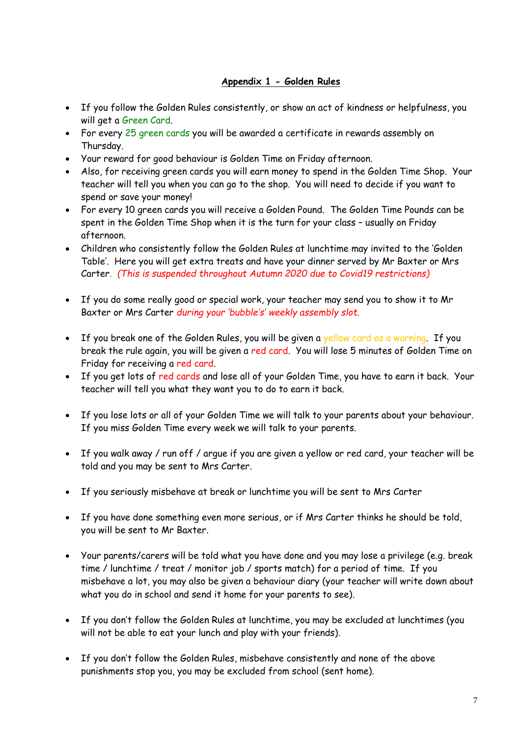## Appendix 1 - Golden Rules

- If you follow the Golden Rules consistently, or show an act of kindness or helpfulness, you will get a Green Card.
- For every 25 green cards you will be awarded a certificate in rewards assembly on Thursday.
- Your reward for good behaviour is Golden Time on Friday afternoon.
- Also, for receiving green cards you will earn money to spend in the Golden Time Shop. Your teacher will tell you when you can go to the shop. You will need to decide if you want to spend or save your money!
- For every 10 green cards you will receive a Golden Pound. The Golden Time Pounds can be spent in the Golden Time Shop when it is the turn for your class – usually on Friday afternoon.
- Children who consistently follow the Golden Rules at lunchtime may invited to the 'Golden Table'. Here you will get extra treats and have your dinner served by Mr Baxter or Mrs Carter. *(This is suspended throughout Autumn 2020 due to Covid19 restrictions)*

- If you do some really good or special work, your teacher may send you to show it to Mr Baxter or Mrs Carter *during your 'bubble's' weekly assembly slot.*

- If you break one of the Golden Rules, you will be given a yellow card as a warning. If you break the rule again, you will be given a red card. You will lose 5 minutes of Golden Time on Friday for receiving a red card.
- If you get lots of red cards and lose all of your Golden Time, you have to earn it back. Your teacher will tell you what they want you to do to earn it back.

- If you lose lots or all of your Golden Time we will talk to your parents about your behaviour. If you miss Golden Time every week we will talk to your parents.

- If you walk away / run off / argue if you are given a yellow or red card, your teacher will be told and you may be sent to Mrs Carter.

- If you seriously misbehave at break or lunchtime you will be sent to Mrs Carter

- If you have done something even more serious, or if Mrs Carter thinks he should be told, you will be sent to Mr Baxter.

- Your parents/carers will be told what you have done and you may lose a privilege (e.g. break time / lunchtime / treat / monitor job / sports match) for a period of time. If you misbehave a lot, you may also be given a behaviour diary (your teacher will write down about what you do in school and send it home for your parents to see).

- If you don't follow the Golden Rules at lunchtime, you may be excluded at lunchtimes (you will not be able to eat your lunch and play with your friends).

- If you don't follow the Golden Rules, misbehave consistently and none of the above punishments stop you, you may be excluded from school (sent home).